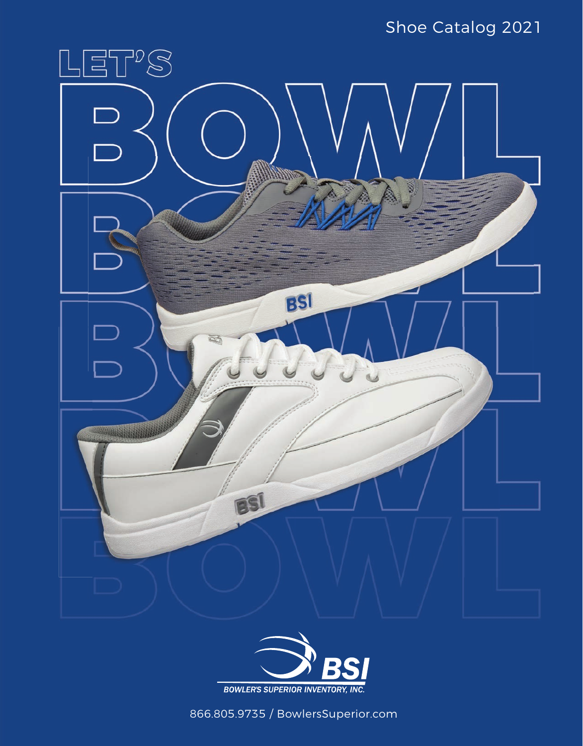Shoe Catalog 2021

# LET'S BOWL

BSI

BOWLER'S SUPERIOR INVENTORY, INC.

866.805.9735 / BowlersSuperior.com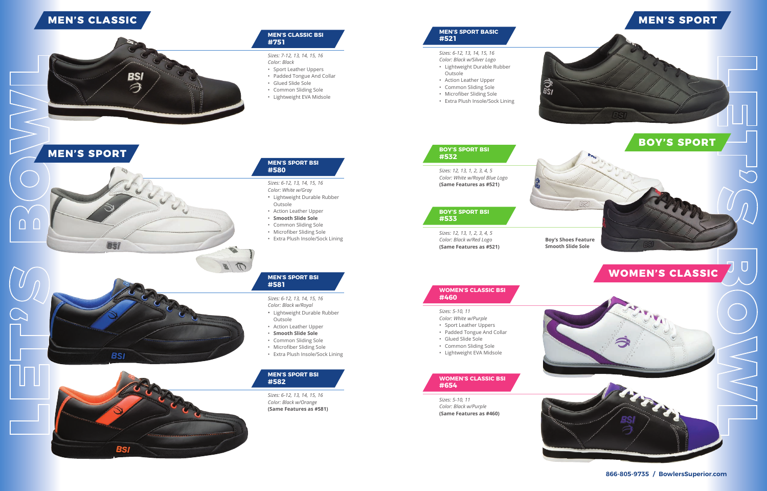## MEN'S CLASSIC

### MEN'S CLASSIC BSI #751

*Sizes: 7-12, 13, 14, 15, 16*
*Color: Black*

- Sport Leather Uppers
- Padded Tongue And Collar
- Glued Slide Sole
- Common Sliding Sole
- Lightweight EVA Midsole

## MEN'S SPORT

### MEN'S SPORT BSI #580

*Sizes: 6-12, 13, 14, 15, 16*
*Color: White w/Gray*

- Lightweight Durable Rubber Outsole
- Action Leather Upper
- **Smooth Slide Sole**
- Common Sliding Sole
- Microfiber Sliding Sole
- Extra Plush Insole/Sock Lining

### MEN'S SPORT BSI #581

*Sizes: 6-12, 13, 14, 15, 16*
*Color: Black w/Royal*

- Lightweight Durable Rubber Outsole
- Action Leather Upper
- **Smooth Slide Sole**
- Common Sliding Sole
- Microfiber Sliding Sole
- Extra Plush Insole/Sock Lining

### MEN'S SPORT BSI #582

*Sizes: 6-12, 13, 14, 15, 16*
*Color: Black w/Orange*
**(Same Features as #581)**

## MEN'S SPORT

### MEN'S SPORT BASIC #521

*Sizes: 6-12, 13, 14, 15, 16*
*Color: Black w/Silver Logo*

- Lightweight Durable Rubber Outsole
- Action Leather Upper
- Common Sliding Sole
- Microfiber Sliding Sole
- Extra Plush Insole/Sock Lining

## BOY'S SPORT

### BOY'S SPORT BSI #532

*Sizes: 12, 13, 1, 2, 3, 4, 5*
*Color: White w/Royal Blue Logo*
**(Same Features as #521)**

### BOY'S SPORT BSI #533

*Sizes: 12, 13, 1, 2, 3, 4, 5*
*Color: Black w/Red Logo*
**(Same Features as #521)**

**Boy's Shoes Feature Smooth Slide Sole**

## WOMEN'S CLASSIC

### WOMEN'S CLASSIC BSI #460

*Sizes: 5-10, 11*
*Color: White w/Purple*

- Sport Leather Uppers
- Padded Tongue And Collar
- Glued Slide Sole
- Common Sliding Sole
- Lightweight EVA Midsole

### WOMEN'S CLASSIC BSI #654

*Sizes: 5-10, 11*
*Color: Black w/Purple*
**(Same Features as #460)**

LET'S BOWL

**866-805-9735 / BowlersSuperior.com**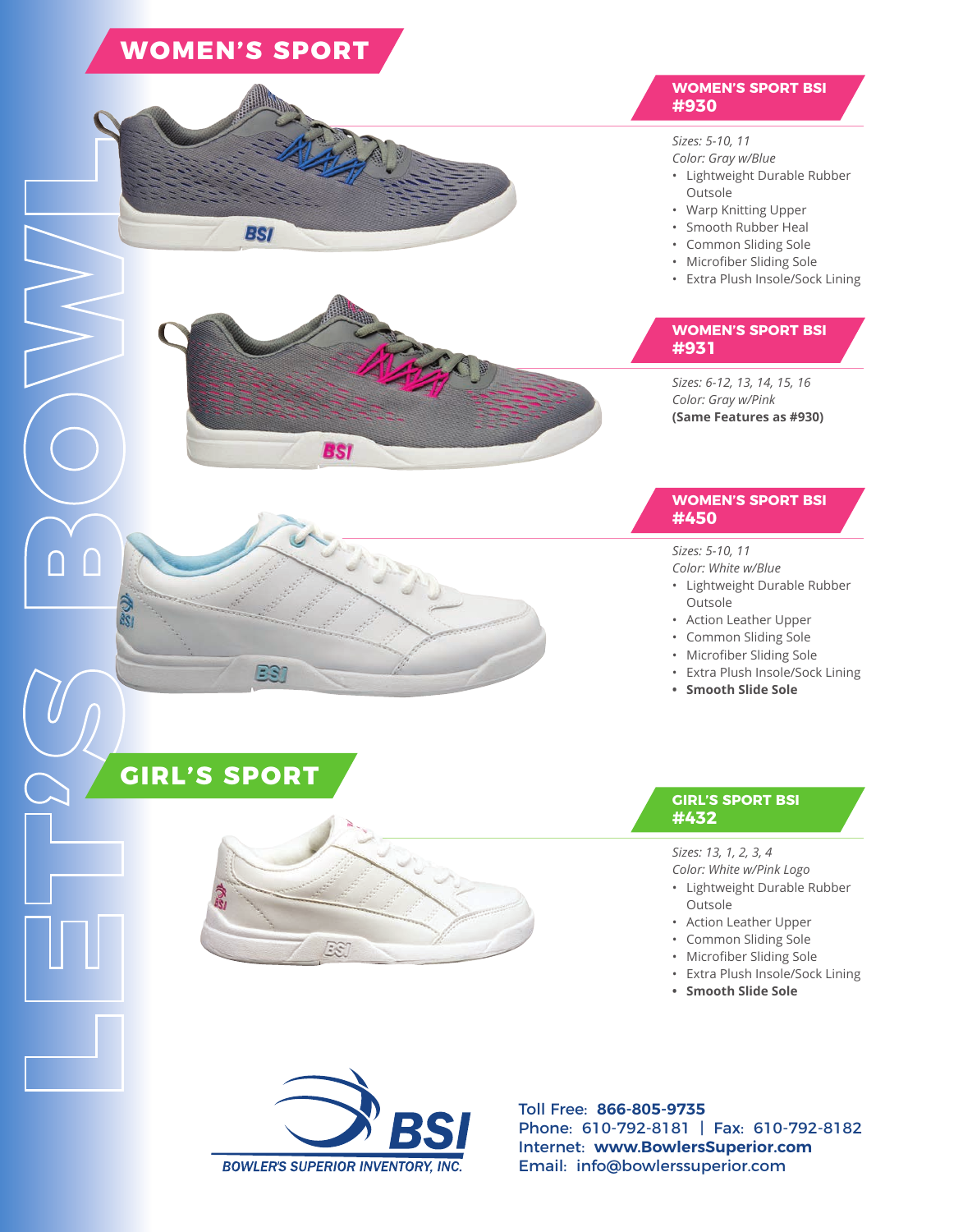LET'S BOWL

# WOMEN'S SPORT

## WOMEN'S SPORT BSI #930

*Sizes: 5-10, 11*
*Color: Gray w/Blue*

- Lightweight Durable Rubber Outsole
- Warp Knitting Upper
- Smooth Rubber Heal
- Common Sliding Sole
- Microfiber Sliding Sole
- Extra Plush Insole/Sock Lining

## WOMEN'S SPORT BSI #931

*Sizes: 6-12, 13, 14, 15, 16*
*Color: Gray w/Pink*
**(Same Features as #930)**

## WOMEN'S SPORT BSI #450

*Sizes: 5-10, 11*
*Color: White w/Blue*

- Lightweight Durable Rubber Outsole
- Action Leather Upper
- Common Sliding Sole
- Microfiber Sliding Sole
- Extra Plush Insole/Sock Lining
- **Smooth Slide Sole**

# GIRL'S SPORT

## GIRL'S SPORT BSI #432

*Sizes: 13, 1, 2, 3, 4*
*Color: White w/Pink Logo*

- Lightweight Durable Rubber Outsole
- Action Leather Upper
- Common Sliding Sole
- Microfiber Sliding Sole
- Extra Plush Insole/Sock Lining
- **Smooth Slide Sole**

BSI
BOWLER'S SUPERIOR INVENTORY, INC.

Toll Free: **866-805-9735**
Phone: 610-792-8181 | Fax: 610-792-8182
Internet: **www.BowlersSuperior.com**
Email: info@bowlerssuperior.com